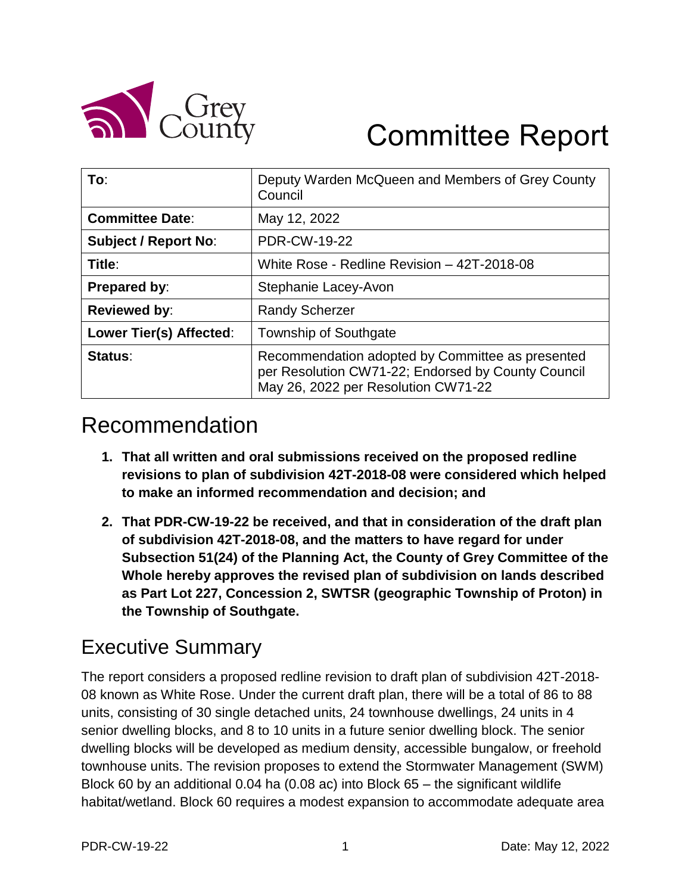# Committee Report

| **To**: | Deputy Warden McQueen and Members of Grey County Council |
|---|---|
| **Committee Date**: | May 12, 2022 |
| **Subject / Report No**: | PDR-CW-19-22 |
| **Title**: | White Rose - Redline Revision – 42T-2018-08 |
| **Prepared by**: | Stephanie Lacey-Avon |
| **Reviewed by**: | Randy Scherzer |
| **Lower Tier(s) Affected**: | Township of Southgate |
| **Status**: | Recommendation adopted by Committee as presented per Resolution CW71-22; Endorsed by County Council May 26, 2022 per Resolution CW71-22 |

## Recommendation

1. **That all written and oral submissions received on the proposed redline revisions to plan of subdivision 42T-2018-08 were considered which helped to make an informed recommendation and decision; and**
2. **That PDR-CW-19-22 be received, and that in consideration of the draft plan of subdivision 42T-2018-08, and the matters to have regard for under Subsection 51(24) of the Planning Act, the County of Grey Committee of the Whole hereby approves the revised plan of subdivision on lands described as Part Lot 227, Concession 2, SWTSR (geographic Township of Proton) in the Township of Southgate.**

## Executive Summary

The report considers a proposed redline revision to draft plan of subdivision 42T-2018-08 known as White Rose. Under the current draft plan, there will be a total of 86 to 88 units, consisting of 30 single detached units, 24 townhouse dwellings, 24 units in 4 senior dwelling blocks, and 8 to 10 units in a future senior dwelling block. The senior dwelling blocks will be developed as medium density, accessible bungalow, or freehold townhouse units. The revision proposes to extend the Stormwater Management (SWM) Block 60 by an additional 0.04 ha (0.08 ac) into Block 65 – the significant wildlife habitat/wetland. Block 60 requires a modest expansion to accommodate adequate area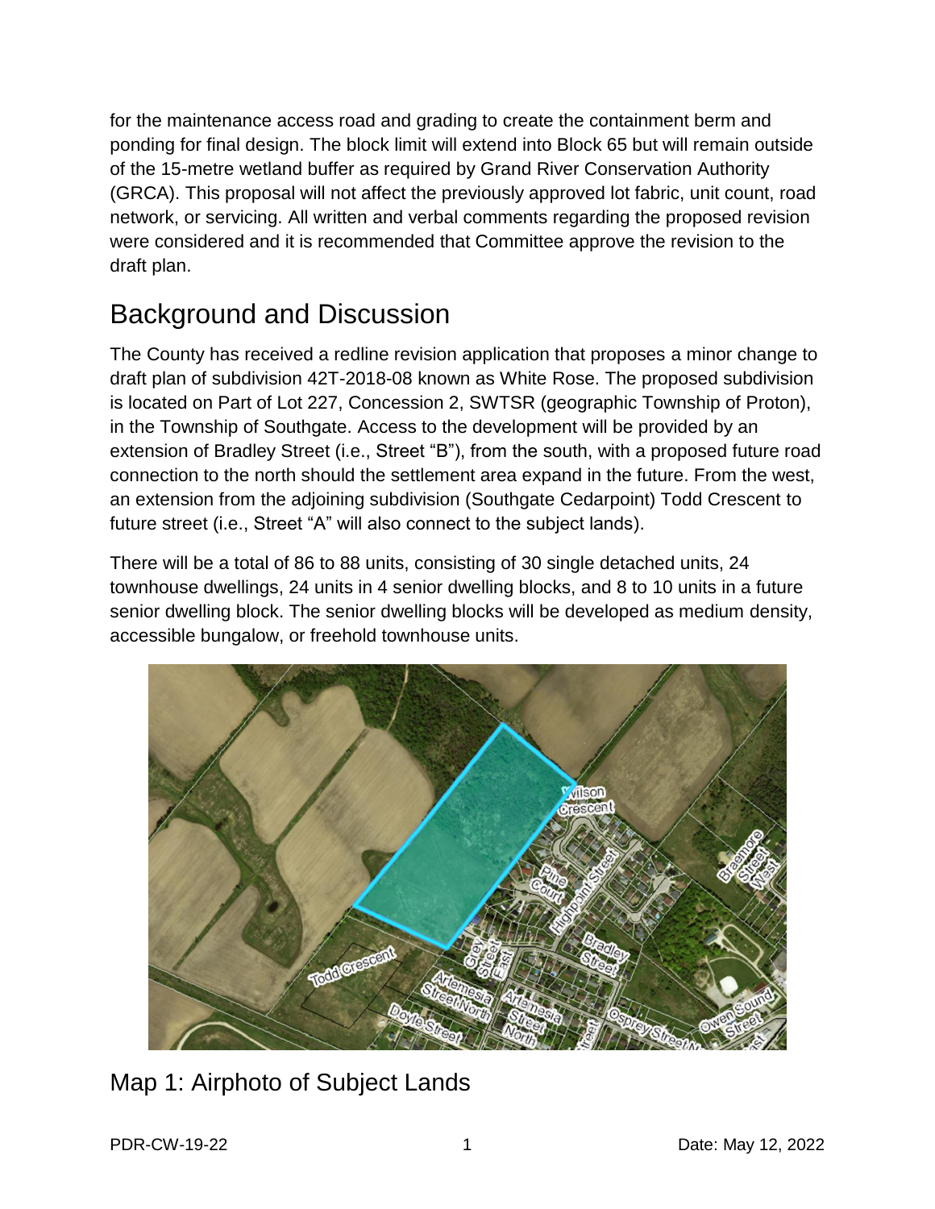for the maintenance access road and grading to create the containment berm and ponding for final design. The block limit will extend into Block 65 but will remain outside of the 15-metre wetland buffer as required by Grand River Conservation Authority (GRCA). This proposal will not affect the previously approved lot fabric, unit count, road network, or servicing. All written and verbal comments regarding the proposed revision were considered and it is recommended that Committee approve the revision to the draft plan.

# Background and Discussion

The County has received a redline revision application that proposes a minor change to draft plan of subdivision 42T-2018-08 known as White Rose. The proposed subdivision is located on Part of Lot 227, Concession 2, SWTSR (geographic Township of Proton), in the Township of Southgate. Access to the development will be provided by an extension of Bradley Street (i.e., Street "B"), from the south, with a proposed future road connection to the north should the settlement area expand in the future. From the west, an extension from the adjoining subdivision (Southgate Cedarpoint) Todd Crescent to future street (i.e., Street "A" will also connect to the subject lands).

There will be a total of 86 to 88 units, consisting of 30 single detached units, 24 townhouse dwellings, 24 units in 4 senior dwelling blocks, and 8 to 10 units in a future senior dwelling block. The senior dwelling blocks will be developed as medium density, accessible bungalow, or freehold townhouse units.

## Map 1: Airphoto of Subject Lands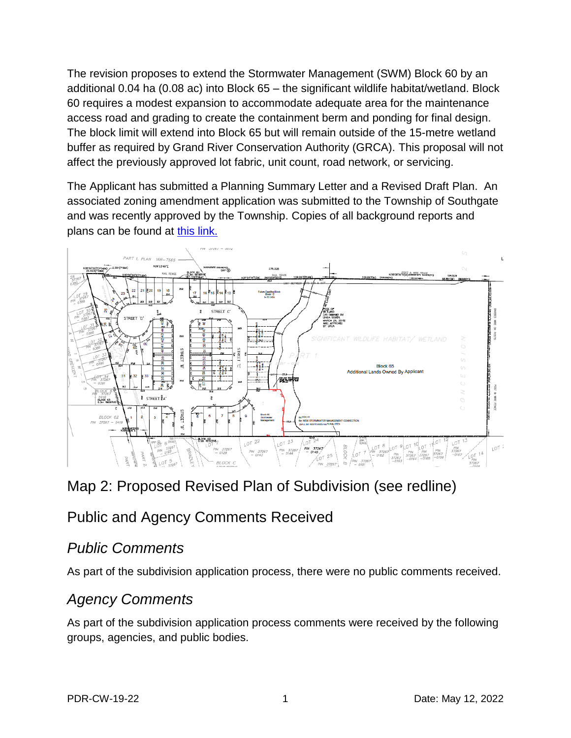The revision proposes to extend the Stormwater Management (SWM) Block 60 by an additional 0.04 ha (0.08 ac) into Block 65 – the significant wildlife habitat/wetland. Block 60 requires a modest expansion to accommodate adequate area for the maintenance access road and grading to create the containment berm and ponding for final design. The block limit will extend into Block 65 but will remain outside of the 15-metre wetland buffer as required by Grand River Conservation Authority (GRCA). This proposal will not affect the previously approved lot fabric, unit count, road network, or servicing.

The Applicant has submitted a Planning Summary Letter and a Revised Draft Plan. An associated zoning amendment application was submitted to the Township of Southgate and was recently approved by the Township. Copies of all background reports and plans can be found at [this link.]()

Map 2: Proposed Revised Plan of Subdivision (see redline)

## Public and Agency Comments Received

### *Public Comments*

As part of the subdivision application process, there were no public comments received.

### *Agency Comments*

As part of the subdivision application process comments were received by the following groups, agencies, and public bodies.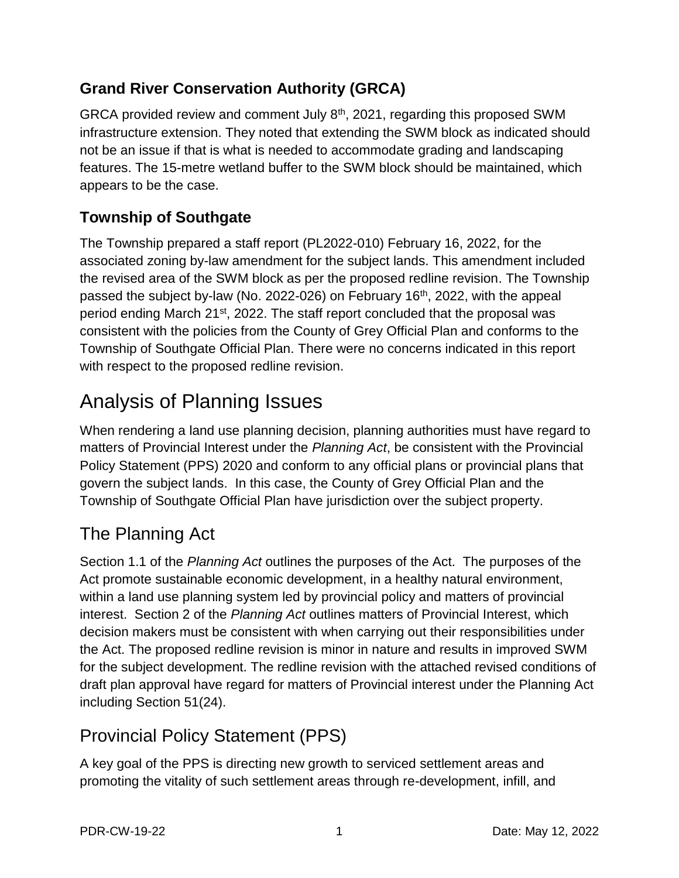### Grand River Conservation Authority (GRCA)

GRCA provided review and comment July 8th, 2021, regarding this proposed SWM infrastructure extension. They noted that extending the SWM block as indicated should not be an issue if that is what is needed to accommodate grading and landscaping features. The 15-metre wetland buffer to the SWM block should be maintained, which appears to be the case.

### Township of Southgate

The Township prepared a staff report (PL2022-010) February 16, 2022, for the associated zoning by-law amendment for the subject lands. This amendment included the revised area of the SWM block as per the proposed redline revision. The Township passed the subject by-law (No. 2022-026) on February 16th, 2022, with the appeal period ending March 21st, 2022. The staff report concluded that the proposal was consistent with the policies from the County of Grey Official Plan and conforms to the Township of Southgate Official Plan. There were no concerns indicated in this report with respect to the proposed redline revision.

# Analysis of Planning Issues

When rendering a land use planning decision, planning authorities must have regard to matters of Provincial Interest under the *Planning Act*, be consistent with the Provincial Policy Statement (PPS) 2020 and conform to any official plans or provincial plans that govern the subject lands. In this case, the County of Grey Official Plan and the Township of Southgate Official Plan have jurisdiction over the subject property.

## The Planning Act

Section 1.1 of the *Planning Act* outlines the purposes of the Act. The purposes of the Act promote sustainable economic development, in a healthy natural environment, within a land use planning system led by provincial policy and matters of provincial interest. Section 2 of the *Planning Act* outlines matters of Provincial Interest, which decision makers must be consistent with when carrying out their responsibilities under the Act. The proposed redline revision is minor in nature and results in improved SWM for the subject development. The redline revision with the attached revised conditions of draft plan approval have regard for matters of Provincial interest under the Planning Act including Section 51(24).

## Provincial Policy Statement (PPS)

A key goal of the PPS is directing new growth to serviced settlement areas and promoting the vitality of such settlement areas through re-development, infill, and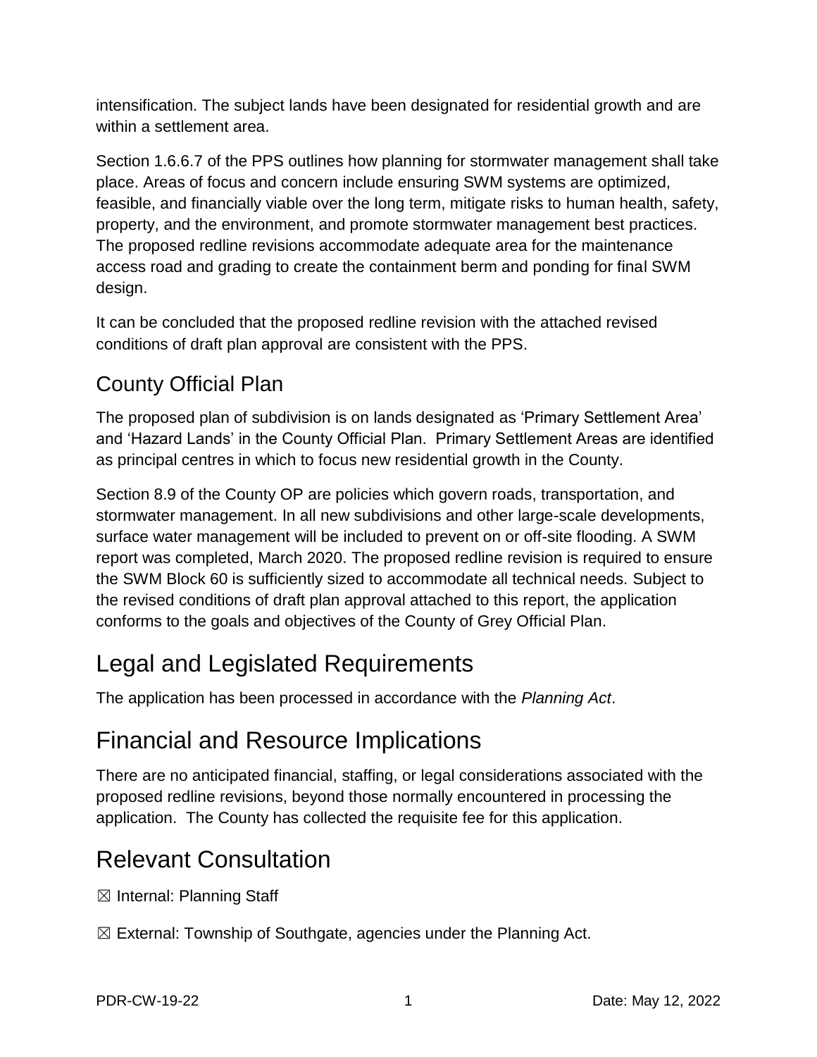intensification. The subject lands have been designated for residential growth and are within a settlement area.

Section 1.6.6.7 of the PPS outlines how planning for stormwater management shall take place. Areas of focus and concern include ensuring SWM systems are optimized, feasible, and financially viable over the long term, mitigate risks to human health, safety, property, and the environment, and promote stormwater management best practices. The proposed redline revisions accommodate adequate area for the maintenance access road and grading to create the containment berm and ponding for final SWM design.

It can be concluded that the proposed redline revision with the attached revised conditions of draft plan approval are consistent with the PPS.

## County Official Plan

The proposed plan of subdivision is on lands designated as 'Primary Settlement Area' and 'Hazard Lands' in the County Official Plan. Primary Settlement Areas are identified as principal centres in which to focus new residential growth in the County.

Section 8.9 of the County OP are policies which govern roads, transportation, and stormwater management. In all new subdivisions and other large-scale developments, surface water management will be included to prevent on or off-site flooding. A SWM report was completed, March 2020. The proposed redline revision is required to ensure the SWM Block 60 is sufficiently sized to accommodate all technical needs. Subject to the revised conditions of draft plan approval attached to this report, the application conforms to the goals and objectives of the County of Grey Official Plan.

# Legal and Legislated Requirements

The application has been processed in accordance with the *Planning Act*.

# Financial and Resource Implications

There are no anticipated financial, staffing, or legal considerations associated with the proposed redline revisions, beyond those normally encountered in processing the application. The County has collected the requisite fee for this application.

# Relevant Consultation

☒ Internal: Planning Staff

☒ External: Township of Southgate, agencies under the Planning Act.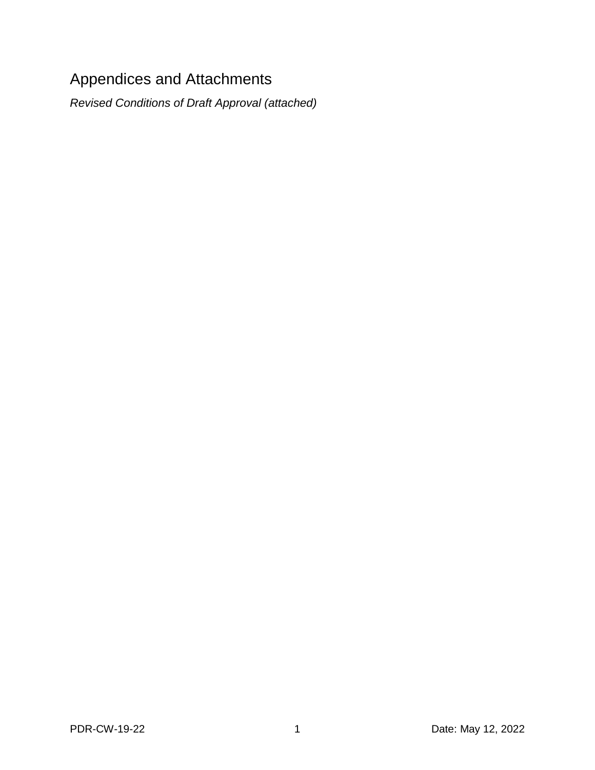## Appendices and Attachments

*Revised Conditions of Draft Approval (attached)*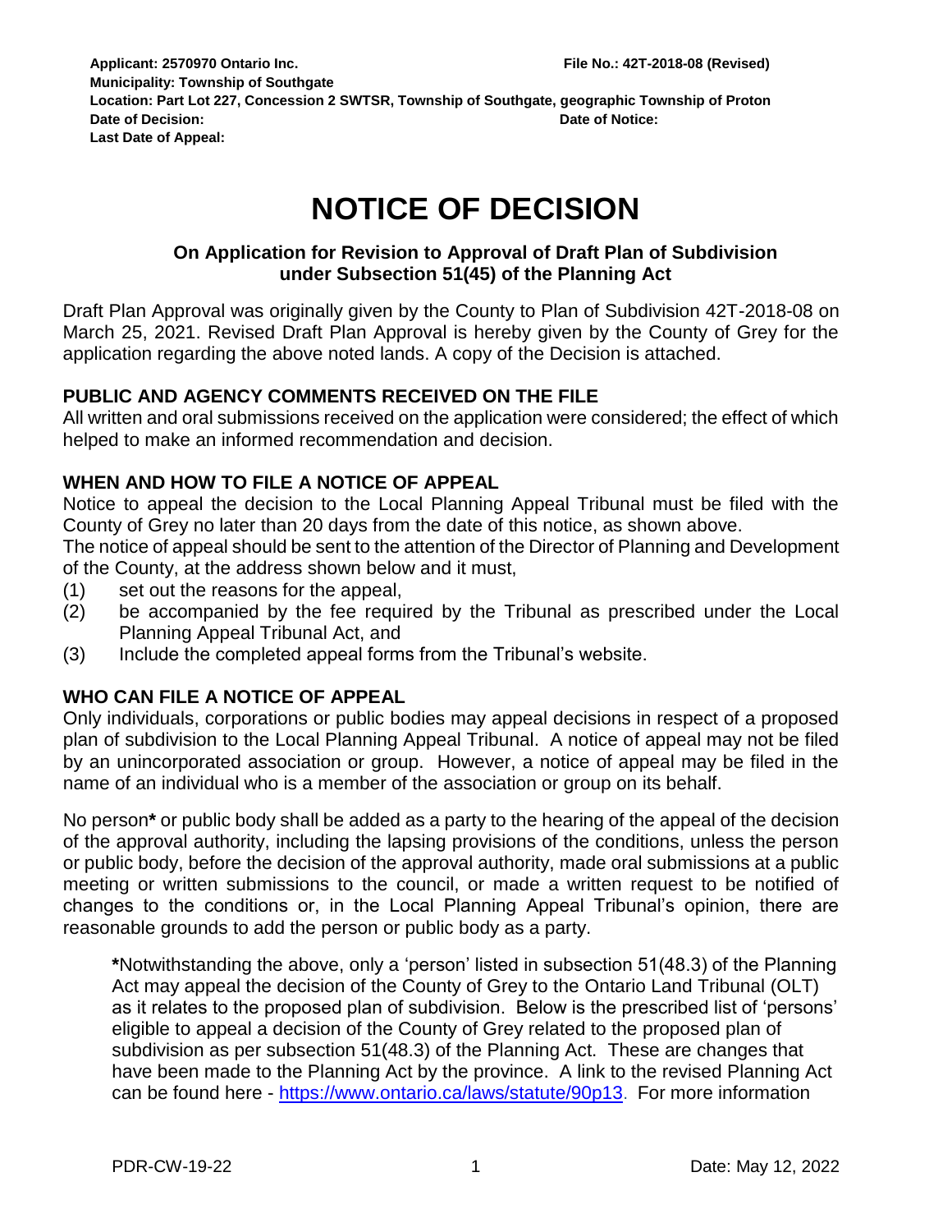**Applicant: 2570970 Ontario Inc.** **File No.: 42T-2018-08 (Revised)**
**Municipality: Township of Southgate**
**Location: Part Lot 227, Concession 2 SWTSR, Township of Southgate, geographic Township of Proton**
**Date of Decision:** **Date of Notice:**
**Last Date of Appeal:**

# NOTICE OF DECISION

### On Application for Revision to Approval of Draft Plan of Subdivision under Subsection 51(45) of the Planning Act

Draft Plan Approval was originally given by the County to Plan of Subdivision 42T-2018-08 on March 25, 2021. Revised Draft Plan Approval is hereby given by the County of Grey for the application regarding the above noted lands. A copy of the Decision is attached.

## PUBLIC AND AGENCY COMMENTS RECEIVED ON THE FILE

All written and oral submissions received on the application were considered; the effect of which helped to make an informed recommendation and decision.

## WHEN AND HOW TO FILE A NOTICE OF APPEAL

Notice to appeal the decision to the Local Planning Appeal Tribunal must be filed with the County of Grey no later than 20 days from the date of this notice, as shown above.
The notice of appeal should be sent to the attention of the Director of Planning and Development of the County, at the address shown below and it must,

(1) set out the reasons for the appeal,
(2) be accompanied by the fee required by the Tribunal as prescribed under the Local Planning Appeal Tribunal Act, and
(3) Include the completed appeal forms from the Tribunal's website.

## WHO CAN FILE A NOTICE OF APPEAL

Only individuals, corporations or public bodies may appeal decisions in respect of a proposed plan of subdivision to the Local Planning Appeal Tribunal. A notice of appeal may not be filed by an unincorporated association or group. However, a notice of appeal may be filed in the name of an individual who is a member of the association or group on its behalf.

No person**\*** or public body shall be added as a party to the hearing of the appeal of the decision of the approval authority, including the lapsing provisions of the conditions, unless the person or public body, before the decision of the approval authority, made oral submissions at a public meeting or written submissions to the council, or made a written request to be notified of changes to the conditions or, in the Local Planning Appeal Tribunal's opinion, there are reasonable grounds to add the person or public body as a party.

> **\***Notwithstanding the above, only a 'person' listed in subsection 51(48.3) of the Planning Act may appeal the decision of the County of Grey to the Ontario Land Tribunal (OLT) as it relates to the proposed plan of subdivision. Below is the prescribed list of 'persons' eligible to appeal a decision of the County of Grey related to the proposed plan of subdivision as per subsection 51(48.3) of the Planning Act. These are changes that have been made to the Planning Act by the province. A link to the revised Planning Act can be found here - https://www.ontario.ca/laws/statute/90p13. For more information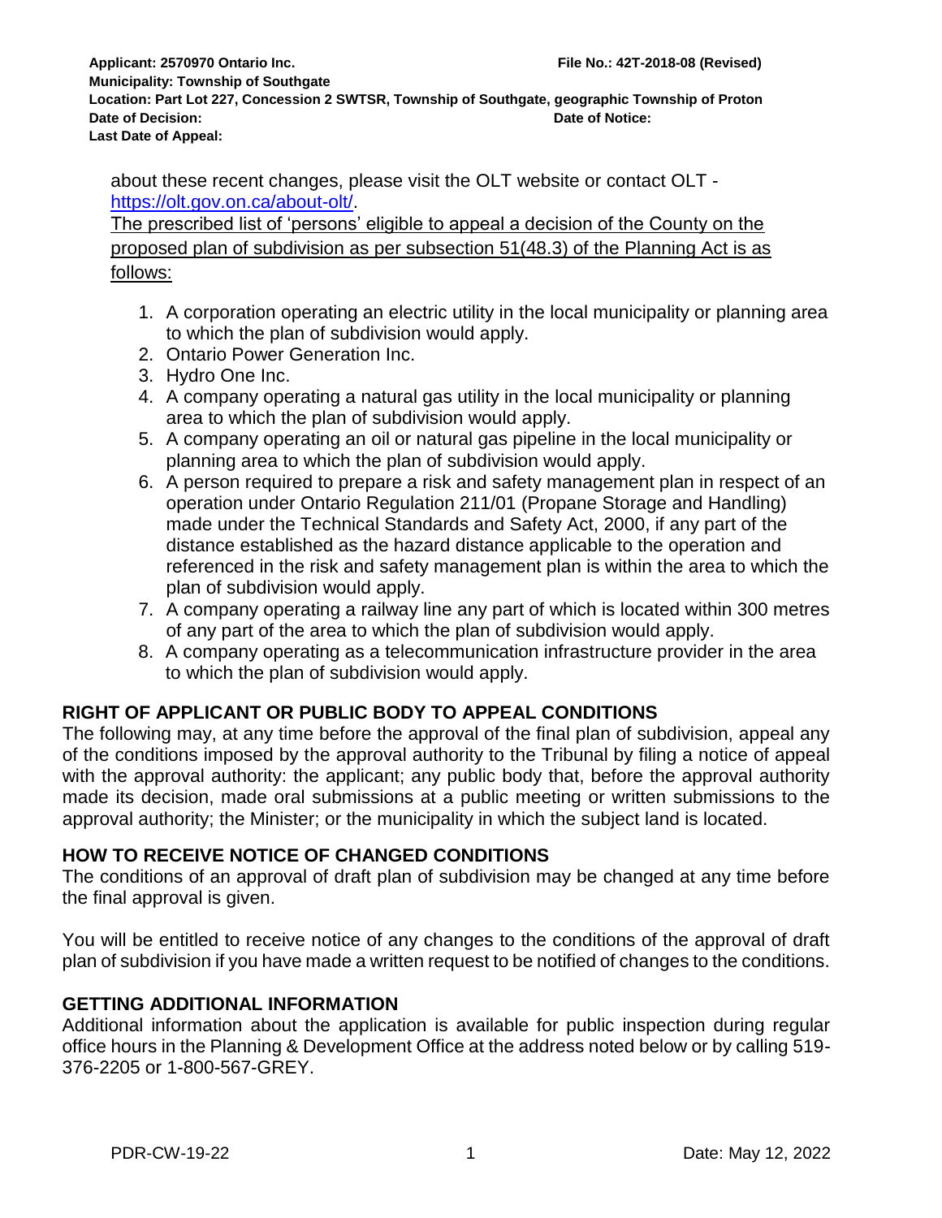about these recent changes, please visit the OLT website or contact OLT - https://olt.gov.on.ca/about-olt/.

The prescribed list of 'persons' eligible to appeal a decision of the County on the proposed plan of subdivision as per subsection 51(48.3) of the Planning Act is as follows:

1. A corporation operating an electric utility in the local municipality or planning area to which the plan of subdivision would apply.
2. Ontario Power Generation Inc.
3. Hydro One Inc.
4. A company operating a natural gas utility in the local municipality or planning area to which the plan of subdivision would apply.
5. A company operating an oil or natural gas pipeline in the local municipality or planning area to which the plan of subdivision would apply.
6. A person required to prepare a risk and safety management plan in respect of an operation under Ontario Regulation 211/01 (Propane Storage and Handling) made under the Technical Standards and Safety Act, 2000, if any part of the distance established as the hazard distance applicable to the operation and referenced in the risk and safety management plan is within the area to which the plan of subdivision would apply.
7. A company operating a railway line any part of which is located within 300 metres of any part of the area to which the plan of subdivision would apply.
8. A company operating as a telecommunication infrastructure provider in the area to which the plan of subdivision would apply.

## RIGHT OF APPLICANT OR PUBLIC BODY TO APPEAL CONDITIONS

The following may, at any time before the approval of the final plan of subdivision, appeal any of the conditions imposed by the approval authority to the Tribunal by filing a notice of appeal with the approval authority: the applicant; any public body that, before the approval authority made its decision, made oral submissions at a public meeting or written submissions to the approval authority; the Minister; or the municipality in which the subject land is located.

## HOW TO RECEIVE NOTICE OF CHANGED CONDITIONS

The conditions of an approval of draft plan of subdivision may be changed at any time before the final approval is given.

You will be entitled to receive notice of any changes to the conditions of the approval of draft plan of subdivision if you have made a written request to be notified of changes to the conditions.

## GETTING ADDITIONAL INFORMATION

Additional information about the application is available for public inspection during regular office hours in the Planning & Development Office at the address noted below or by calling 519-376-2205 or 1-800-567-GREY.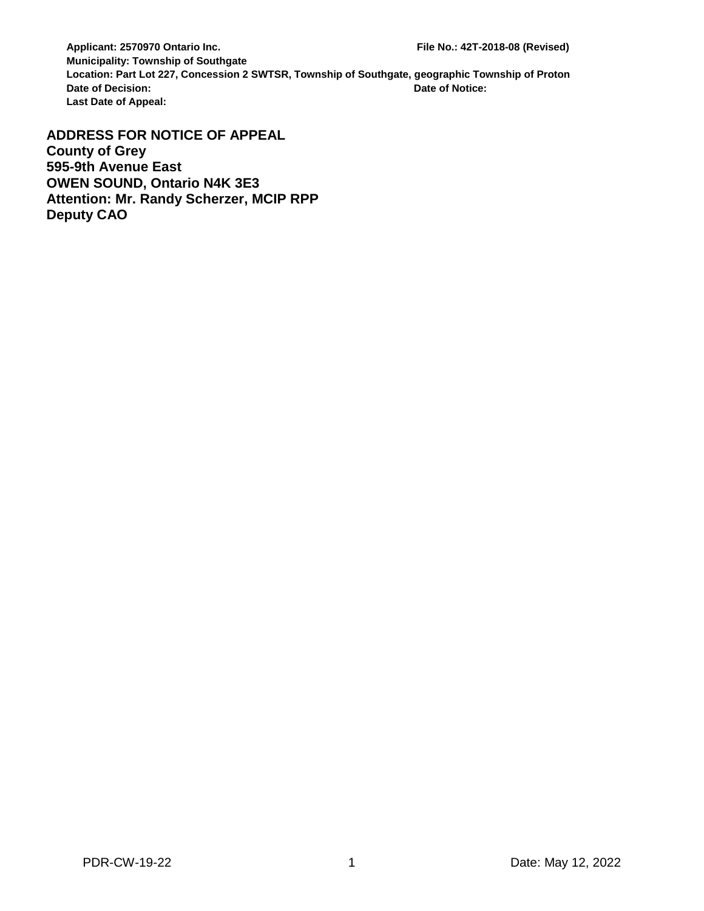**Applicant: 2570970 Ontario Inc.** **File No.: 42T-2018-08 (Revised)**
**Municipality: Township of Southgate**
**Location: Part Lot 227, Concession 2 SWTSR, Township of Southgate, geographic Township of Proton**
**Date of Decision:** **Date of Notice:**
**Last Date of Appeal:**

**ADDRESS FOR NOTICE OF APPEAL**
**County of Grey**
**595-9th Avenue East**
**OWEN SOUND, Ontario N4K 3E3**
**Attention: Mr. Randy Scherzer, MCIP RPP**
**Deputy CAO**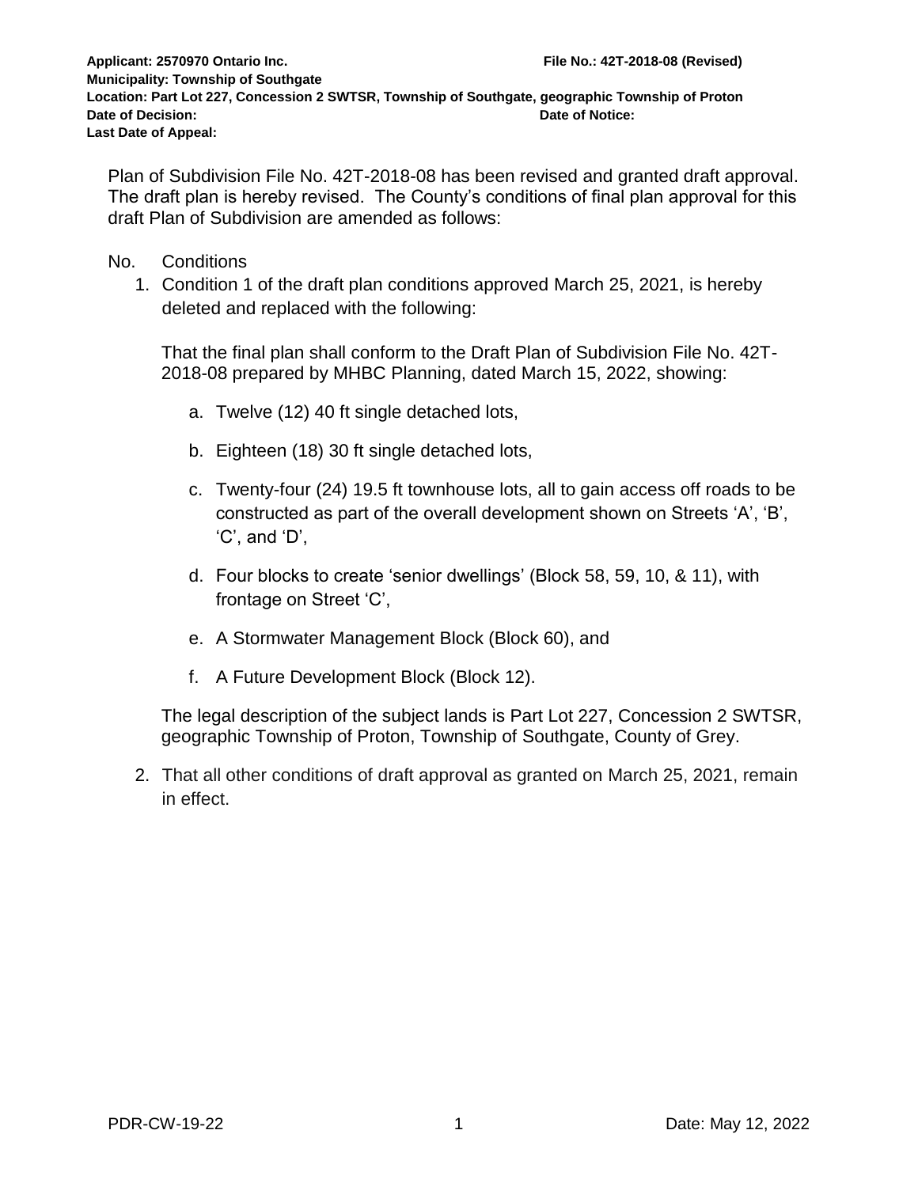**Applicant: 2570970 Ontario Inc.** **File No.: 42T-2018-08 (Revised)**
**Municipality: Township of Southgate**
**Location: Part Lot 227, Concession 2 SWTSR, Township of Southgate, geographic Township of Proton**
**Date of Decision:** **Date of Notice:**
**Last Date of Appeal:**

Plan of Subdivision File No. 42T-2018-08 has been revised and granted draft approval. The draft plan is hereby revised. The County's conditions of final plan approval for this draft Plan of Subdivision are amended as follows:

No. Conditions

1. Condition 1 of the draft plan conditions approved March 25, 2021, is hereby deleted and replaced with the following:

   That the final plan shall conform to the Draft Plan of Subdivision File No. 42T-2018-08 prepared by MHBC Planning, dated March 15, 2022, showing:

   a. Twelve (12) 40 ft single detached lots,

   b. Eighteen (18) 30 ft single detached lots,

   c. Twenty-four (24) 19.5 ft townhouse lots, all to gain access off roads to be constructed as part of the overall development shown on Streets 'A', 'B', 'C', and 'D',

   d. Four blocks to create 'senior dwellings' (Block 58, 59, 10, & 11), with frontage on Street 'C',

   e. A Stormwater Management Block (Block 60), and

   f. A Future Development Block (Block 12).

   The legal description of the subject lands is Part Lot 227, Concession 2 SWTSR, geographic Township of Proton, Township of Southgate, County of Grey.

2. That all other conditions of draft approval as granted on March 25, 2021, remain in effect.